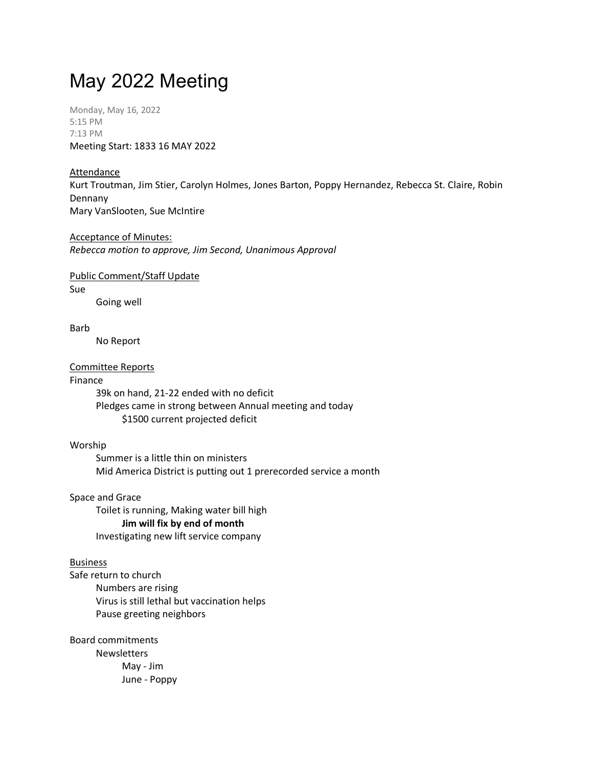# May 2022 Meeting

Monday, May 16, 2022
5:15 PM
7:13 PM
Meeting Start: 1833 16 MAY 2022

<u>Attendance</u>
Kurt Troutman, Jim Stier, Carolyn Holmes, Jones Barton, Poppy Hernandez, Rebecca St. Claire, Robin Dennany
Mary VanSlooten, Sue McIntire

<u>Acceptance of Minutes:</u>
*Rebecca motion to approve, Jim Second, Unanimous Approval*

<u>Public Comment/Staff Update</u>

Sue
- Going well

Barb
- No Report

<u>Committee Reports</u>

Finance
- 39k on hand, 21-22 ended with no deficit
- Pledges came in strong between Annual meeting and today
  - $1500 current projected deficit

Worship
- Summer is a little thin on ministers
- Mid America District is putting out 1 prerecorded service a month

Space and Grace
- Toilet is running, Making water bill high
  - **Jim will fix by end of month**
- Investigating new lift service company

<u>Business</u>

Safe return to church
- Numbers are rising
- Virus is still lethal but vaccination helps
- Pause greeting neighbors

Board commitments
- Newsletters
  - May - Jim
  - June - Poppy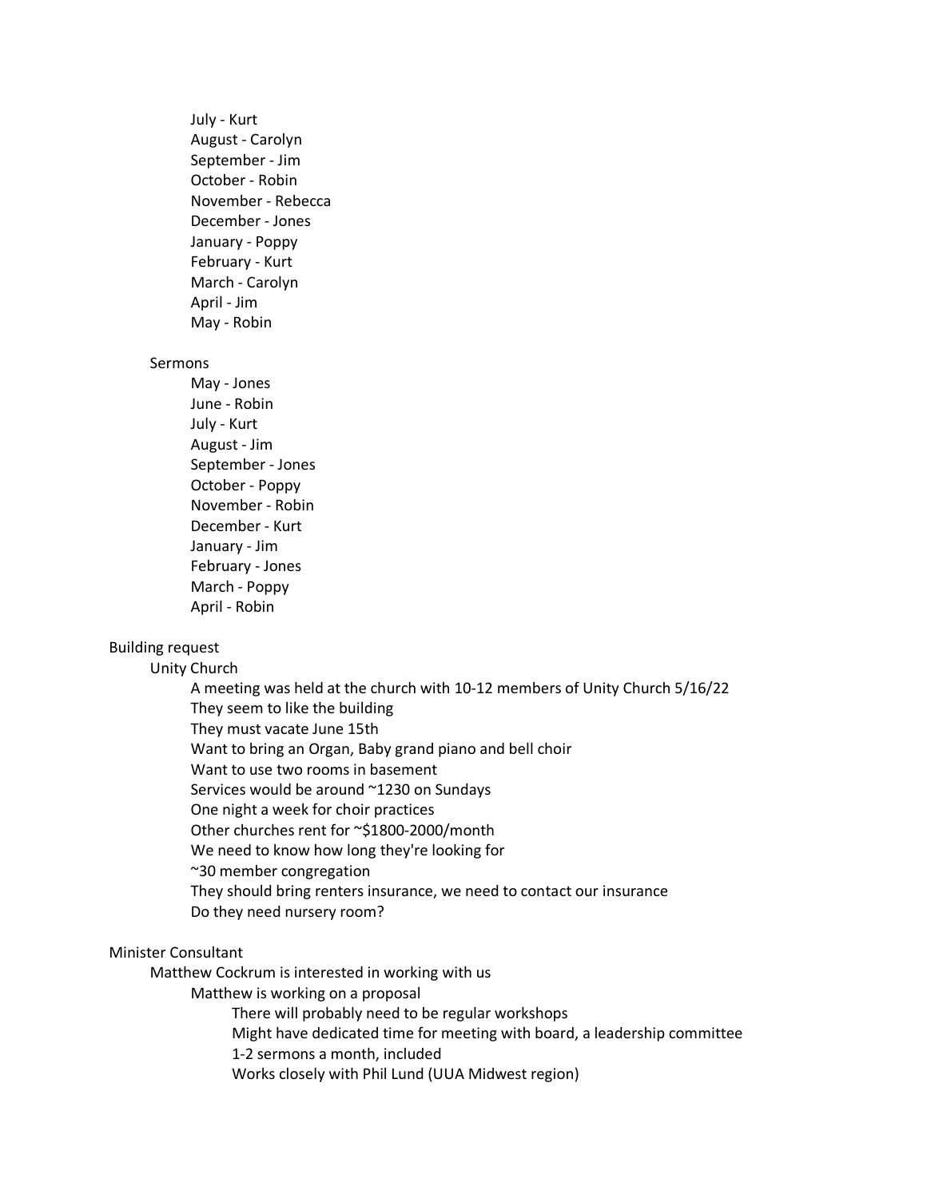- July - Kurt
- August - Carolyn
- September - Jim
- October - Robin
- November - Rebecca
- December - Jones
- January - Poppy
- February - Kurt
- March - Carolyn
- April - Jim
- May - Robin

Sermons

- May - Jones
- June - Robin
- July - Kurt
- August - Jim
- September - Jones
- October - Poppy
- November - Robin
- December - Kurt
- January - Jim
- February - Jones
- March - Poppy
- April - Robin

Building request

- Unity Church
  - A meeting was held at the church with 10-12 members of Unity Church 5/16/22
  - They seem to like the building
  - They must vacate June 15th
  - Want to bring an Organ, Baby grand piano and bell choir
  - Want to use two rooms in basement
  - Services would be around ~1230 on Sundays
  - One night a week for choir practices
  - Other churches rent for ~$1800-2000/month
  - We need to know how long they're looking for
  - ~30 member congregation
  - They should bring renters insurance, we need to contact our insurance
  - Do they need nursery room?

Minister Consultant

- Matthew Cockrum is interested in working with us
  - Matthew is working on a proposal
    - There will probably need to be regular workshops
    - Might have dedicated time for meeting with board, a leadership committee
    - 1-2 sermons a month, included
    - Works closely with Phil Lund (UUA Midwest region)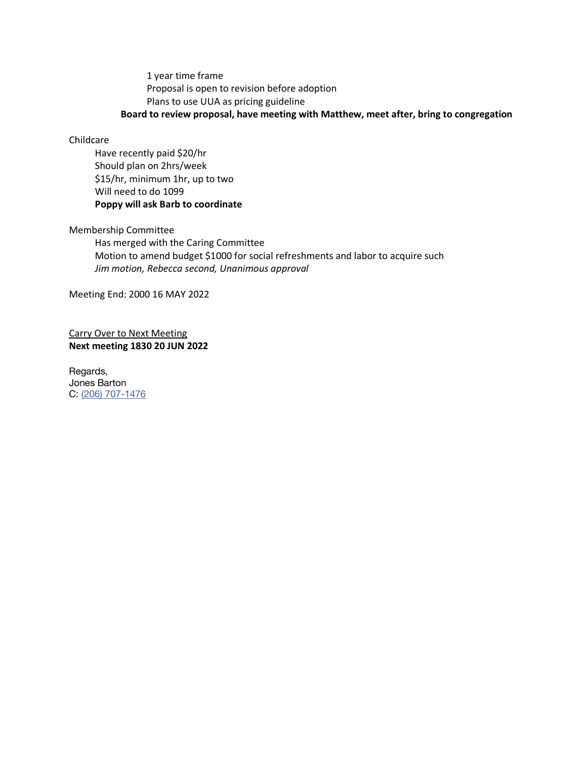1 year time frame
Proposal is open to revision before adoption
Plans to use UUA as pricing guideline
**Board to review proposal, have meeting with Matthew, meet after, bring to congregation**

Childcare
Have recently paid $20/hr
Should plan on 2hrs/week
$15/hr, minimum 1hr, up to two
Will need to do 1099
**Poppy will ask Barb to coordinate**

Membership Committee
Has merged with the Caring Committee
Motion to amend budget $1000 for social refreshments and labor to acquire such
*Jim motion, Rebecca second, Unanimous approval*

Meeting End: 2000 16 MAY 2022

<u>Carry Over to Next Meeting</u>
**Next meeting 1830 20 JUN 2022**

Regards,
Jones Barton
C: [(206) 707-1476]